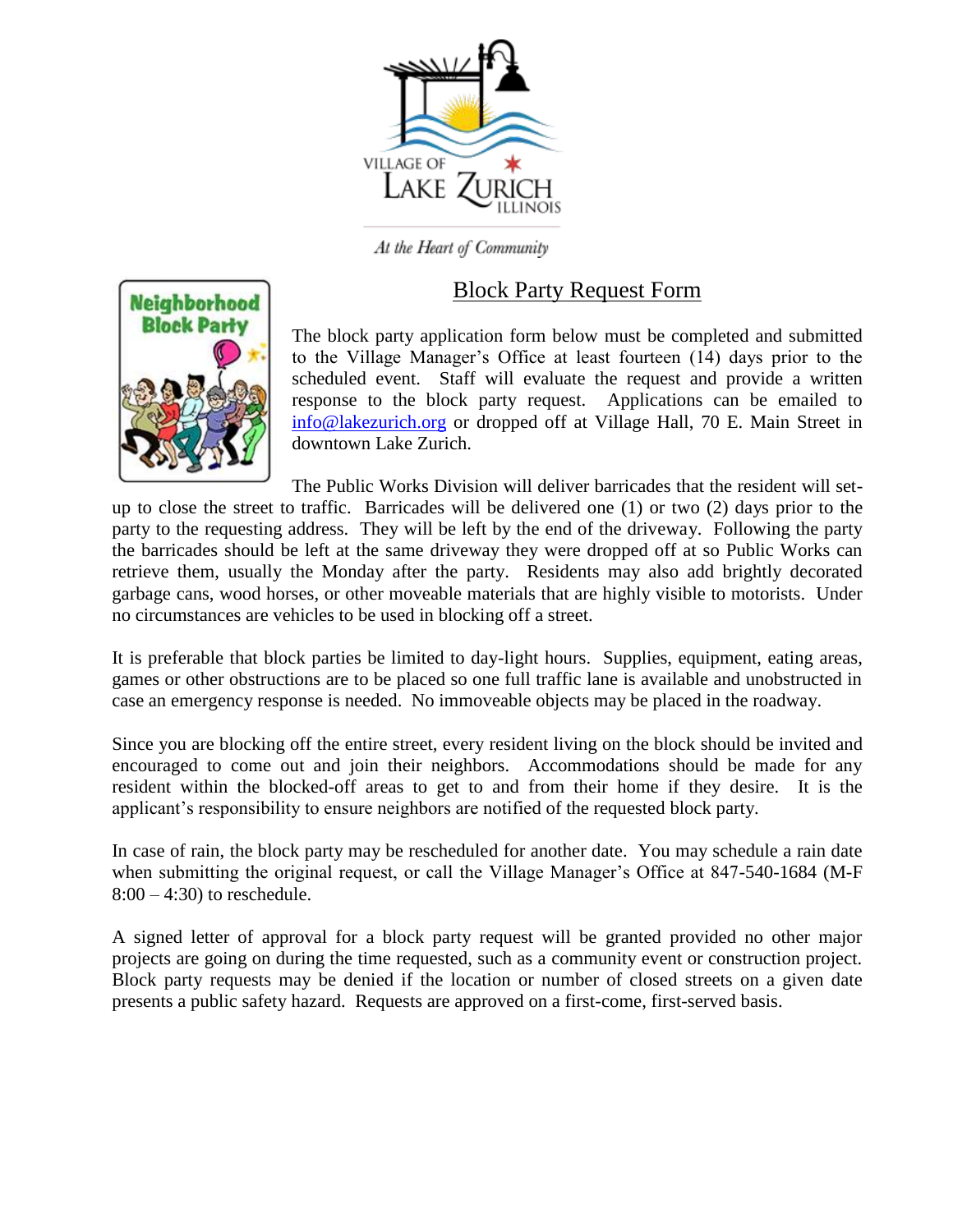VILLAGE OF LAKE ZURICH ILLINOIS

*At the Heart of Community*

# Block Party Request Form

The block party application form below must be completed and submitted to the Village Manager's Office at least fourteen (14) days prior to the scheduled event. Staff will evaluate the request and provide a written response to the block party request. Applications can be emailed to info@lakezurich.org or dropped off at Village Hall, 70 E. Main Street in downtown Lake Zurich.

The Public Works Division will deliver barricades that the resident will set-up to close the street to traffic. Barricades will be delivered one (1) or two (2) days prior to the party to the requesting address. They will be left by the end of the driveway. Following the party the barricades should be left at the same driveway they were dropped off at so Public Works can retrieve them, usually the Monday after the party. Residents may also add brightly decorated garbage cans, wood horses, or other moveable materials that are highly visible to motorists. Under no circumstances are vehicles to be used in blocking off a street.

It is preferable that block parties be limited to day-light hours. Supplies, equipment, eating areas, games or other obstructions are to be placed so one full traffic lane is available and unobstructed in case an emergency response is needed. No immoveable objects may be placed in the roadway.

Since you are blocking off the entire street, every resident living on the block should be invited and encouraged to come out and join their neighbors. Accommodations should be made for any resident within the blocked-off areas to get to and from their home if they desire. It is the applicant's responsibility to ensure neighbors are notified of the requested block party.

In case of rain, the block party may be rescheduled for another date. You may schedule a rain date when submitting the original request, or call the Village Manager's Office at 847-540-1684 (M-F 8:00 – 4:30) to reschedule.

A signed letter of approval for a block party request will be granted provided no other major projects are going on during the time requested, such as a community event or construction project. Block party requests may be denied if the location or number of closed streets on a given date presents a public safety hazard. Requests are approved on a first-come, first-served basis.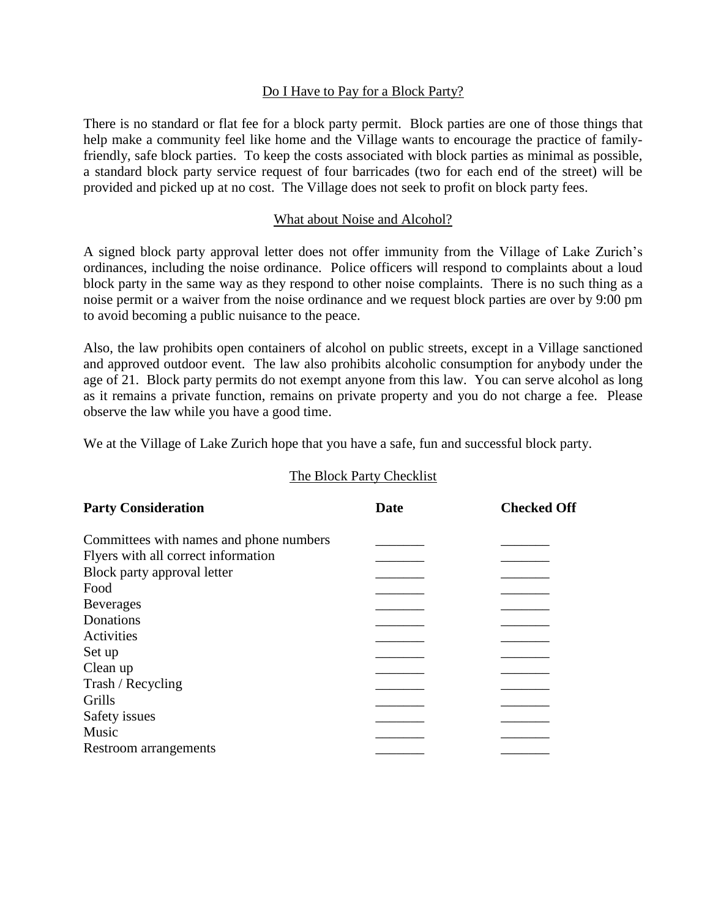## Do I Have to Pay for a Block Party?

There is no standard or flat fee for a block party permit. Block parties are one of those things that help make a community feel like home and the Village wants to encourage the practice of family-friendly, safe block parties. To keep the costs associated with block parties as minimal as possible, a standard block party service request of four barricades (two for each end of the street) will be provided and picked up at no cost. The Village does not seek to profit on block party fees.

## What about Noise and Alcohol?

A signed block party approval letter does not offer immunity from the Village of Lake Zurich's ordinances, including the noise ordinance. Police officers will respond to complaints about a loud block party in the same way as they respond to other noise complaints. There is no such thing as a noise permit or a waiver from the noise ordinance and we request block parties are over by 9:00 pm to avoid becoming a public nuisance to the peace.

Also, the law prohibits open containers of alcohol on public streets, except in a Village sanctioned and approved outdoor event. The law also prohibits alcoholic consumption for anybody under the age of 21. Block party permits do not exempt anyone from this law. You can serve alcohol as long as it remains a private function, remains on private property and you do not charge a fee. Please observe the law while you have a good time.

We at the Village of Lake Zurich hope that you have a safe, fun and successful block party.

## The Block Party Checklist

| **Party Consideration** | **Date** | **Checked Off** |
|---|---|---|
| Committees with names and phone numbers | _______ | _______ |
| Flyers with all correct information | _______ | _______ |
| Block party approval letter | _______ | _______ |
| Food | _______ | _______ |
| Beverages | _______ | _______ |
| Donations | _______ | _______ |
| Activities | _______ | _______ |
| Set up | _______ | _______ |
| Clean up | _______ | _______ |
| Trash / Recycling | _______ | _______ |
| Grills | _______ | _______ |
| Safety issues | _______ | _______ |
| Music | _______ | _______ |
| Restroom arrangements | _______ | _______ |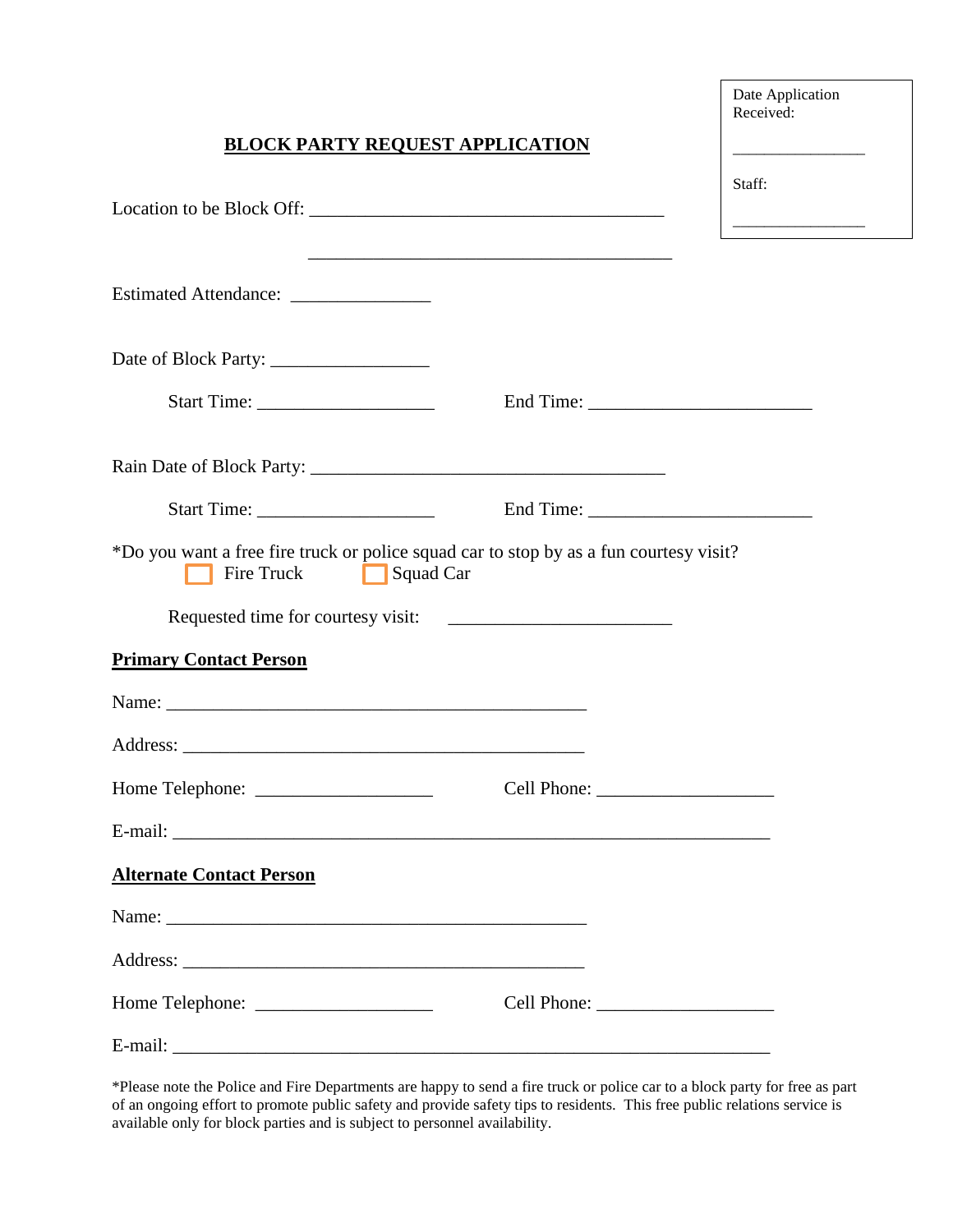Date Application Received:

________________

Staff:

________________

# BLOCK PARTY REQUEST APPLICATION

Location to be Block Off: ______________________________________

______________________________________

Estimated Attendance: _______________

Date of Block Party: _________________

Start Time: ___________________ End Time: ________________________

Rain Date of Block Party: ______________________________________

Start Time: ___________________ End Time: ________________________

*Do you want a free fire truck or police squad car to stop by as a fun courtesy visit?

☐ Fire Truck ☐ Squad Car

Requested time for courtesy visit: ________________________

## Primary Contact Person

Name: _____________________________________________

Address: ___________________________________________

Home Telephone: ___________________ Cell Phone: ___________________

E-mail: _________________________________________________________________

## Alternate Contact Person

Name: _____________________________________________

Address: ___________________________________________

Home Telephone: ___________________ Cell Phone: ___________________

E-mail: _________________________________________________________________

*Please note the Police and Fire Departments are happy to send a fire truck or police car to a block party for free as part of an ongoing effort to promote public safety and provide safety tips to residents. This free public relations service is available only for block parties and is subject to personnel availability.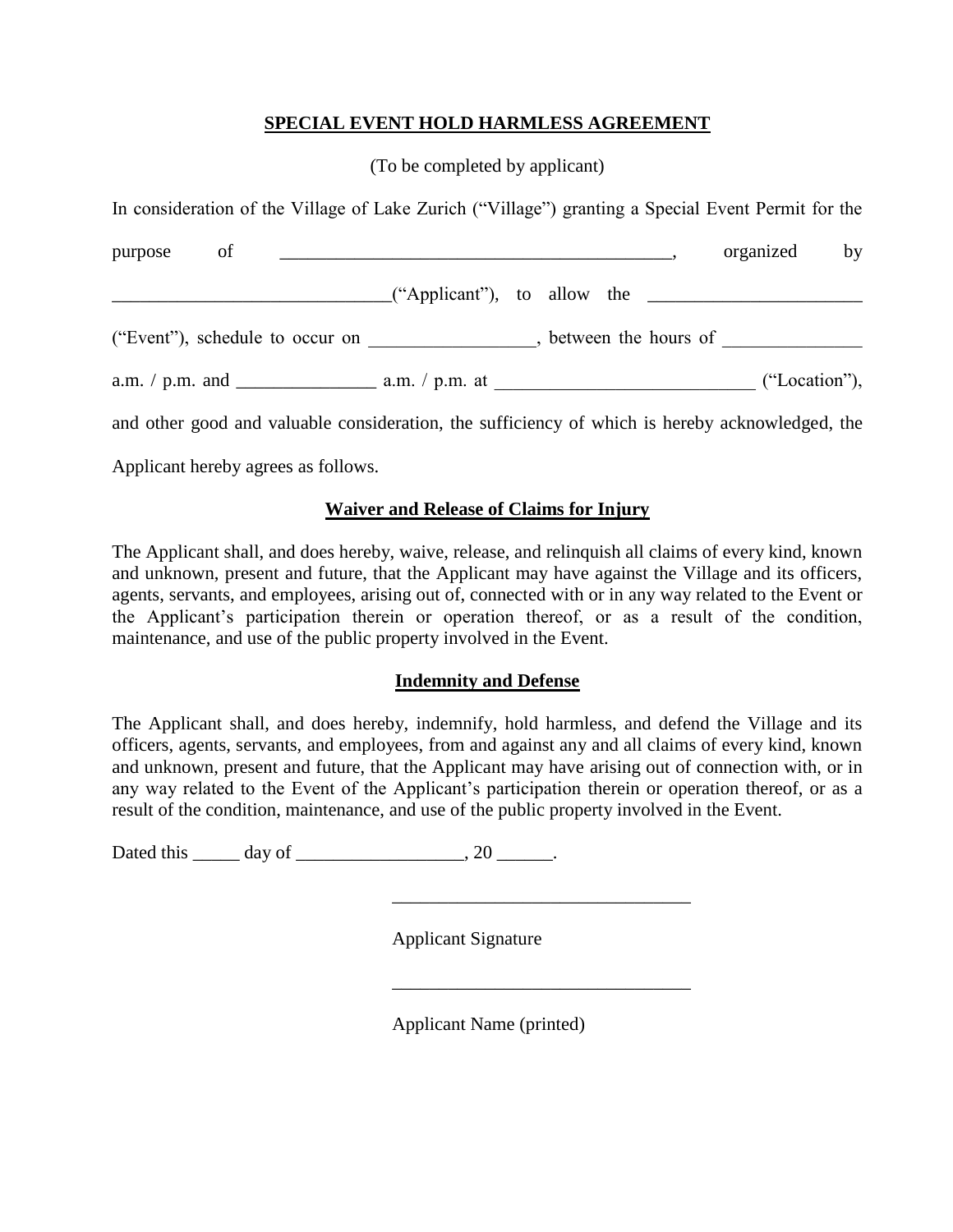**SPECIAL EVENT HOLD HARMLESS AGREEMENT**

(To be completed by applicant)

In consideration of the Village of Lake Zurich ("Village") granting a Special Event Permit for the purpose of ___________________________________________, organized by ______________________________("Applicant"), to allow the _______________________ ("Event"), schedule to occur on __________________, between the hours of _______________ a.m. / p.m. and _______________ a.m. / p.m. at ____________________________ ("Location"), and other good and valuable consideration, the sufficiency of which is hereby acknowledged, the Applicant hereby agrees as follows.

**Waiver and Release of Claims for Injury**

The Applicant shall, and does hereby, waive, release, and relinquish all claims of every kind, known and unknown, present and future, that the Applicant may have against the Village and its officers, agents, servants, and employees, arising out of, connected with or in any way related to the Event or the Applicant's participation therein or operation thereof, or as a result of the condition, maintenance, and use of the public property involved in the Event.

**Indemnity and Defense**

The Applicant shall, and does hereby, indemnify, hold harmless, and defend the Village and its officers, agents, servants, and employees, from and against any and all claims of every kind, known and unknown, present and future, that the Applicant may have arising out of connection with, or in any way related to the Event of the Applicant's participation therein or operation thereof, or as a result of the condition, maintenance, and use of the public property involved in the Event.

Dated this _____ day of __________________, 20 ______.

________________________________

Applicant Signature

________________________________

Applicant Name (printed)